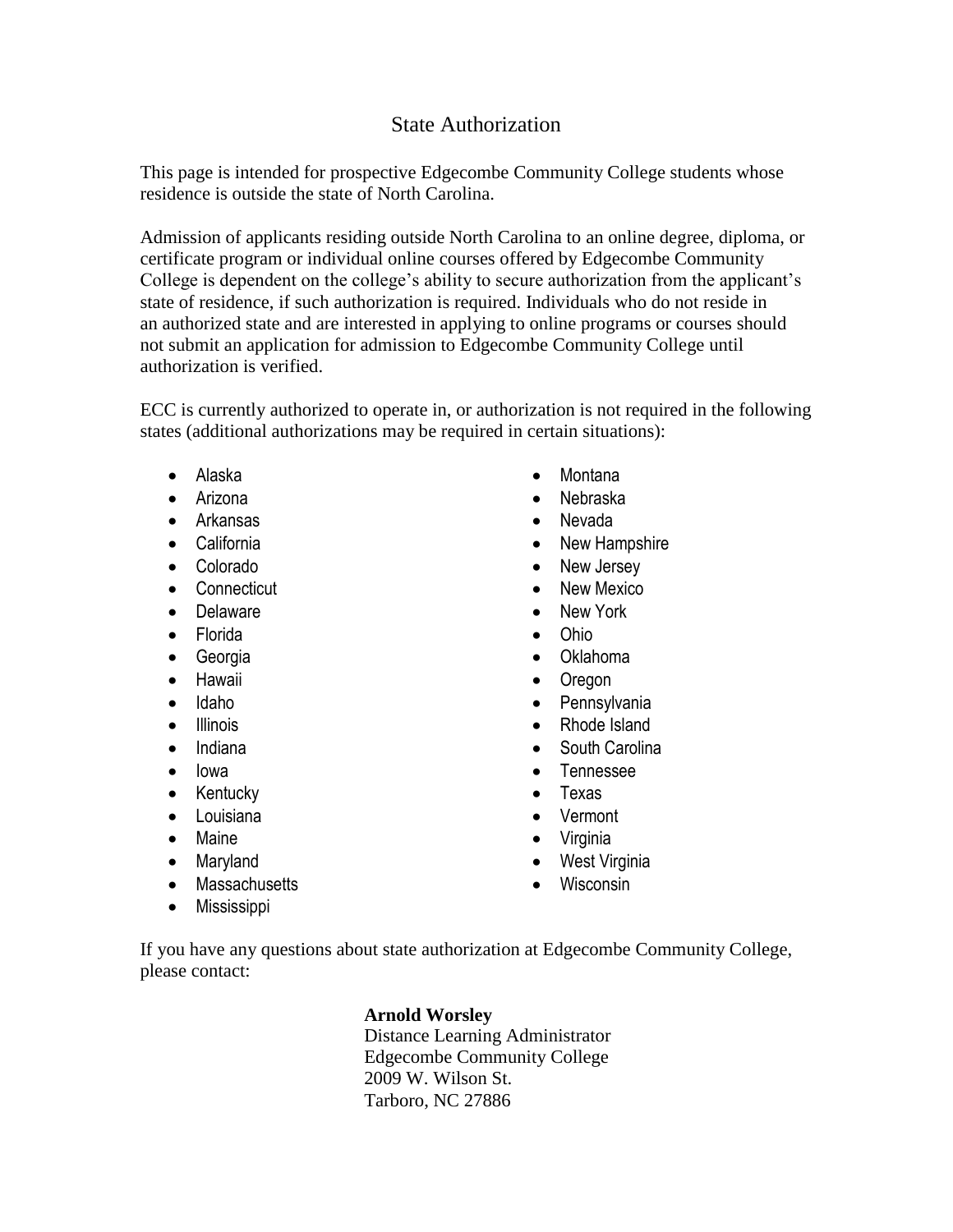# State Authorization

This page is intended for prospective Edgecombe Community College students whose residence is outside the state of North Carolina.

Admission of applicants residing outside North Carolina to an online degree, diploma, or certificate program or individual online courses offered by Edgecombe Community College is dependent on the college's ability to secure authorization from the applicant's state of residence, if such authorization is required. Individuals who do not reside in an authorized state and are interested in applying to online programs or courses should not submit an application for admission to Edgecombe Community College until authorization is verified.

ECC is currently authorized to operate in, or authorization is not required in the following states (additional authorizations may be required in certain situations):

- Alaska
- Arizona
- Arkansas
- California
- Colorado
- Connecticut
- Delaware
- Florida
- Georgia
- Hawaii
- Idaho
- Illinois
- Indiana
- Iowa
- Kentucky
- Louisiana
- Maine
- Maryland
- Massachusetts
- Mississippi
- Montana
- Nebraska
- Nevada
- New Hampshire
- New Jersey
- New Mexico
- New York
- Ohio
- Oklahoma
- Oregon
- Pennsylvania
- Rhode Island
- South Carolina
- Tennessee
- Texas
- Vermont
- Virginia
- West Virginia
- Wisconsin

If you have any questions about state authorization at Edgecombe Community College, please contact:

**Arnold Worsley**
Distance Learning Administrator
Edgecombe Community College
2009 W. Wilson St.
Tarboro, NC 27886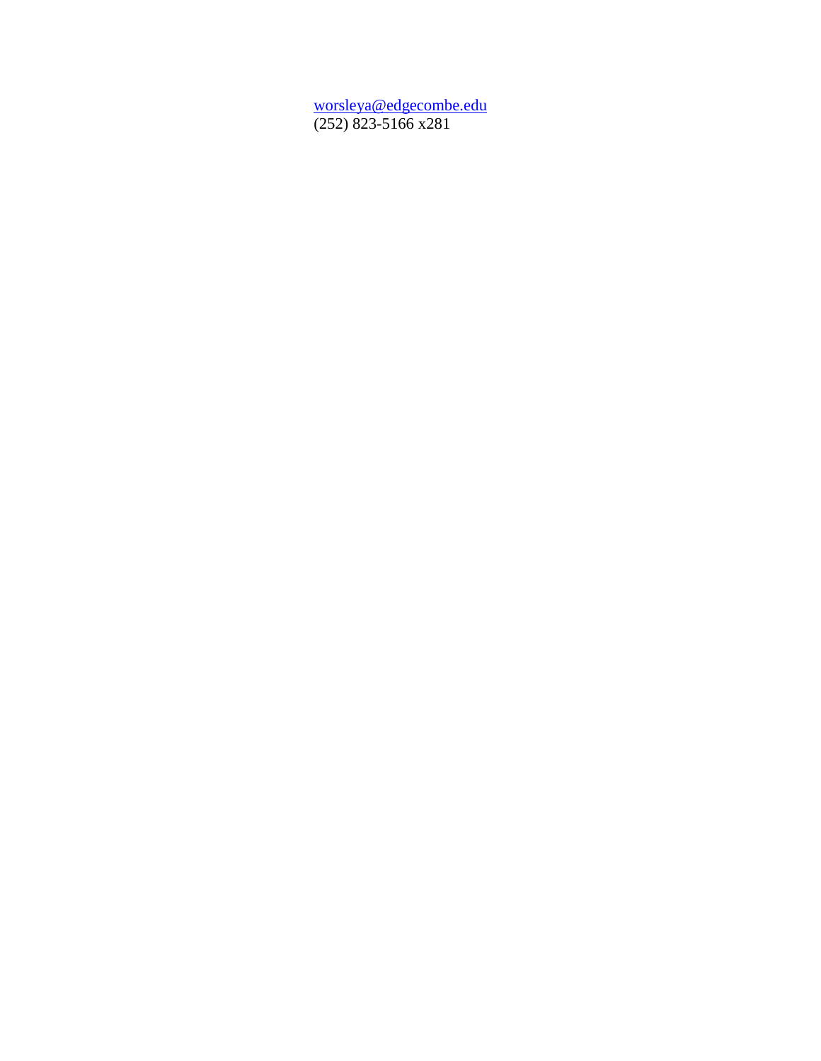[worsleya@edgecombe.edu](mailto:worsleya@edgecombe.edu)
(252) 823-5166 x281